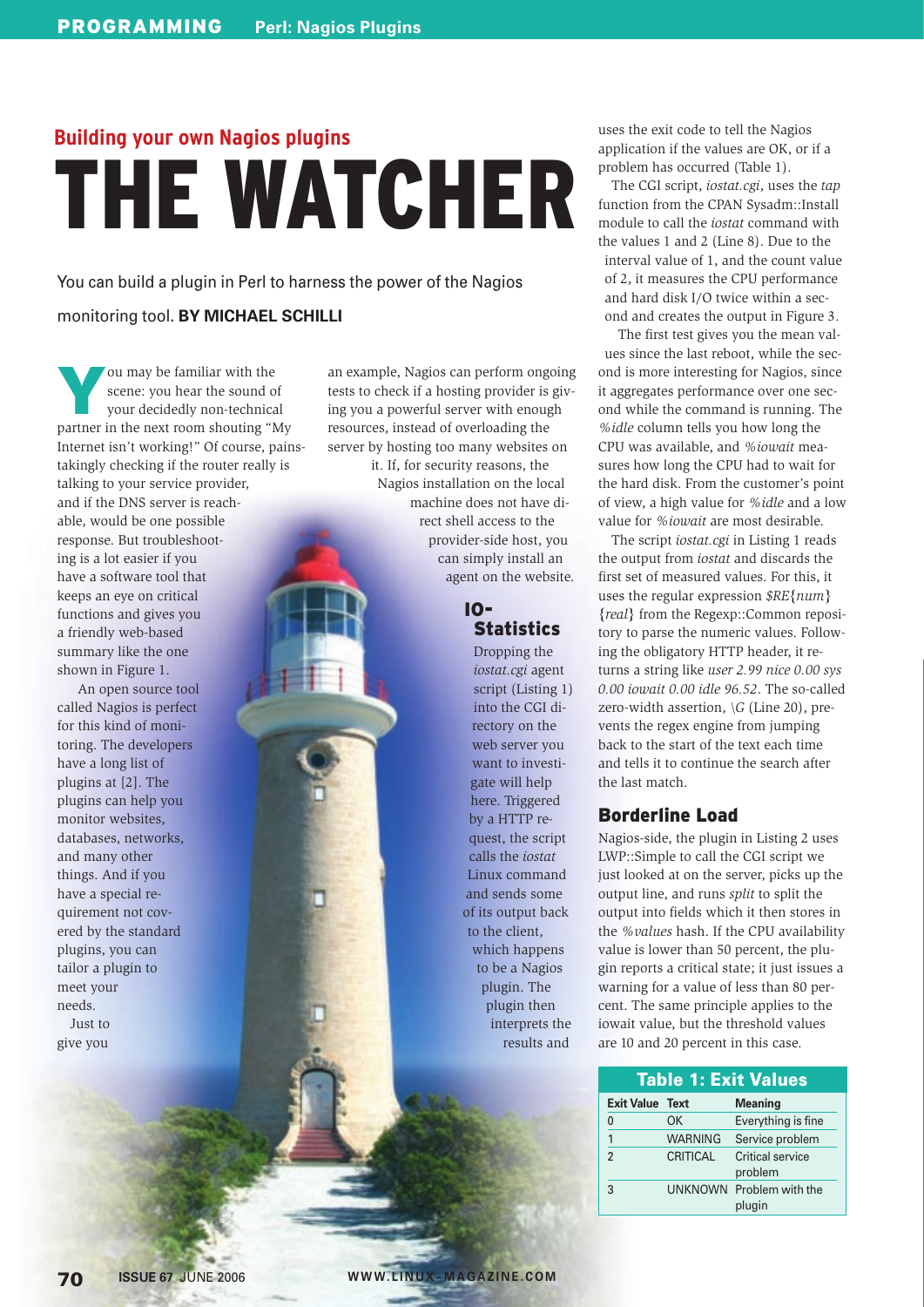## Building your own Nagios plugins

# THE WATCHER

You can build a plugin in Perl to harness the power of the Nagios monitoring tool. **BY MICHAEL SCHILLI**

You may be familiar with the scene: you hear the sound of your decidedly non-technical partner in the next room shouting "My Internet isn't working!" Of course, painstakingly checking if the router really is talking to your service provider, and if the DNS server is reachable, would be one possible response. But troubleshooting is a lot easier if you have a software tool that keeps an eye on critical functions and gives you a friendly web-based summary like the one shown in Figure 1.

An open source tool called Nagios is perfect for this kind of monitoring. The developers have a long list of plugins at [2]. The plugins can help you monitor websites, databases, networks, and many other things. And if you have a special requirement not covered by the standard plugins, you can tailor a plugin to meet your needs.

Just to give you an example, Nagios can perform ongoing tests to check if a hosting provider is giving you a powerful server with enough resources, instead of overloading the server by hosting too many websites on it. If, for security reasons, the Nagios installation on the local machine does not have direct shell access to the provider-side host, you can simply install an agent on the website.

### IO-Statistics

Dropping the *iostat.cgi* agent script (Listing 1) into the CGI directory on the web server you want to investigate will help here. Triggered by a HTTP request, the script calls the *iostat* Linux command and sends some of its output back to the client, which happens to be a Nagios plugin. The plugin then interprets the results and uses the exit code to tell the Nagios application if the values are OK, or if a problem has occurred (Table 1).

The CGI script, *iostat.cgi*, uses the *tap* function from the CPAN Sysadm::Install module to call the *iostat* command with the values 1 and 2 (Line 8). Due to the interval value of 1, and the count value of 2, it measures the CPU performance and hard disk I/O twice within a second and creates the output in Figure 3.

The first test gives you the mean values since the last reboot, while the second is more interesting for Nagios, since it aggregates performance over one second while the command is running. The *%idle* column tells you how long the CPU was available, and *%iowait* measures how long the CPU had to wait for the hard disk. From the customer's point of view, a high value for *%idle* and a low value for *%iowait* are most desirable.

The script *iostat.cgi* in Listing 1 reads the output from *iostat* and discards the first set of measured values. For this, it uses the regular expression *$RE{num}{real}* from the Regexp::Common repository to parse the numeric values. Following the obligatory HTTP header, it returns a string like *user 2.99 nice 0.00 sys 0.00 iowait 0.00 idle 96.52*. The so-called zero-width assertion, *\G* (Line 20), prevents the regex engine from jumping back to the start of the text each time and tells it to continue the search after the last match.

### Borderline Load

Nagios-side, the plugin in Listing 2 uses LWP::Simple to call the CGI script we just looked at on the server, picks up the output line, and runs *split* to split the output into fields which it then stores in the *%values* hash. If the CPU availability value is lower than 50 percent, the plugin reports a critical state; it just issues a warning for a value of less than 80 percent. The same principle applies to the iowait value, but the threshold values are 10 and 20 percent in this case.

**Table 1: Exit Values**

| Exit Value | Text | Meaning |
|---|---|---|
| 0 | OK | Everything is fine |
| 1 | WARNING | Service problem |
| 2 | CRITICAL | Critical service problem |
| 3 | UNKNOWN | Problem with the plugin |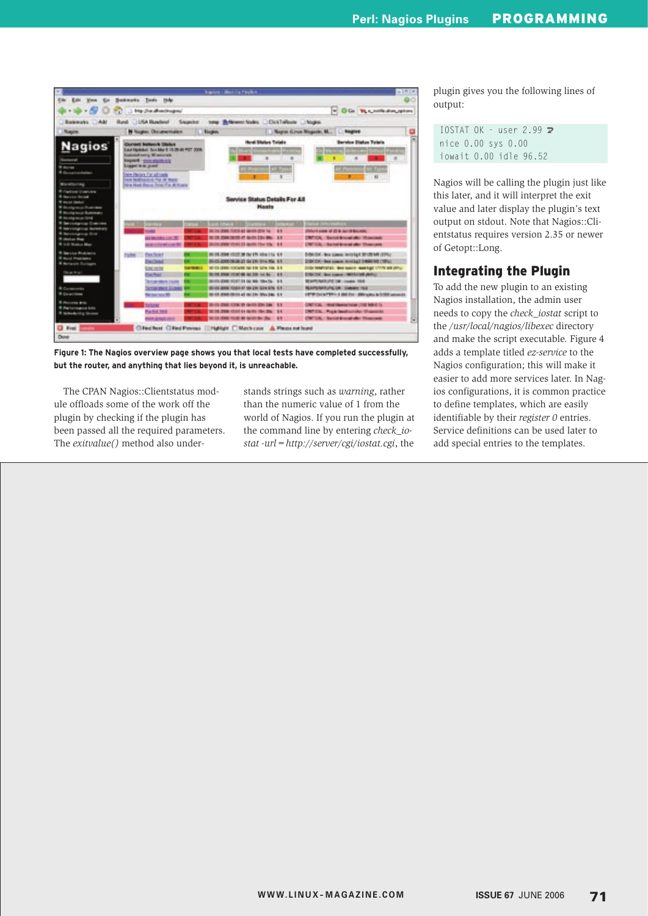Figure 1: The Nagios overview page shows you that local tests have completed successfully, but the router, and anything that lies beyond it, is unreachable.

The CPAN Nagios::Clientstatus module offloads some of the work off the plugin by checking if the plugin has been passed all the required parameters. The *exitvalue()* method also understands strings such as *warning*, rather than the numeric value of 1 from the world of Nagios. If you run the plugin at the command line by entering *check_iostat -url=http://server/cgi/iostat.cgi*, the plugin gives you the following lines of output:

```
IOSTAT OK - user 2.99 ↩
nice 0.00 sys 0.00
iowait 0.00 idle 96.52
```

Nagios will be calling the plugin just like this later, and it will interpret the exit value and later display the plugin's text output on stdout. Note that Nagios::Clientstatus requires version 2.35 or newer of Getopt::Long.

## Integrating the Plugin

To add the new plugin to an existing Nagios installation, the admin user needs to copy the *check_iostat* script to the */usr/local/nagios/libexec* directory and make the script executable. Figure 4 adds a template titled *ez-service* to the Nagios configuration; this will make it easier to add more services later. In Nagios configurations, it is common practice to define templates, which are easily identifiable by their *register 0* entries. Service definitions can be used later to add special entries to the templates.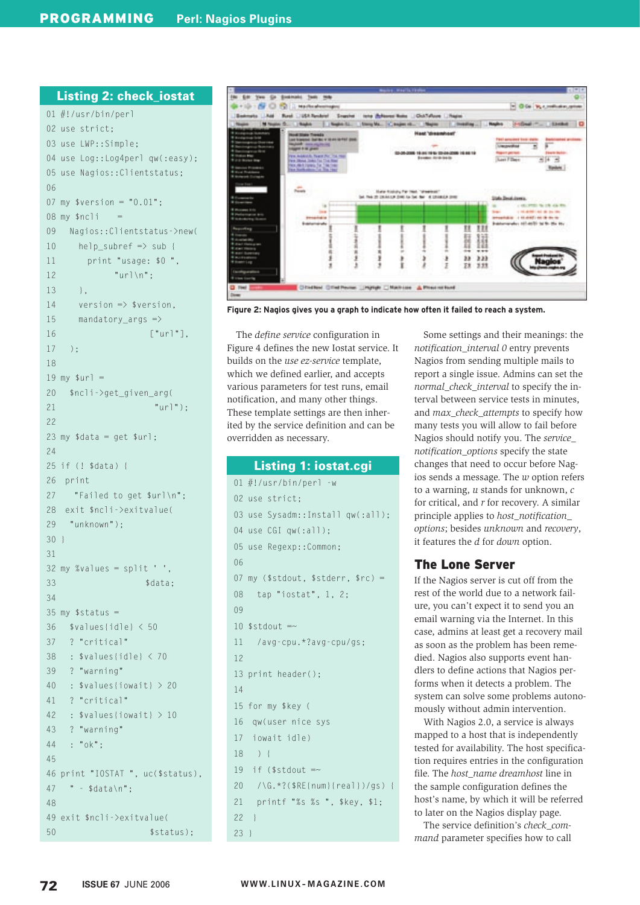### Listing 2: check_iostat

```
01 #!/usr/bin/perl
02 use strict;
03 use LWP::Simple;
04 use Log::Log4perl qw(:easy);
05 use Nagios::Clientstatus;
06
07 my $version = "0.01";
08 my $ncli    =
09   Nagios::Clientstatus->new(
10     help_subref => sub {
11       print "usage: $0 ",
12             "url\n";
13     },
14     version => $version,
15     mandatory_args =>
16                   ["url"],
17   );
18
19 my $url =
20   $ncli->get_given_arg(
21                    "url");
22
23 my $data = get $url;
24
25 if (! $data) {
26   print
27     "Failed to get $url\n";
28   exit $ncli->exitvalue(
29     "unknown");
30 }
31
32 my %values = split ' ',
33                   $data;
34
35 my $status =
36   $values{idle} < 50
37   ? "critical"
38   : $values{idle} < 70
39   ? "warning"
40   : $values{iowait} > 20
41   ? "critical"
42   : $values{iowait} > 10
43   ? "warning"
44   : "ok";
45
46 print "IOSTAT ", uc($status),
47   " - $data\n";
48
49 exit $ncli->exitvalue(
50                   $status);
```

Figure 2: Nagios gives you a graph to indicate how often it failed to reach a system.

The *define service* configuration in Figure 4 defines the new Iostat service. It builds on the *use ez-service* template, which we defined earlier, and accepts various parameters for test runs, email notification, and many other things. These template settings are then inherited by the service definition and can be overridden as necessary.

### Listing 1: iostat.cgi

```
01 #!/usr/bin/perl -w
02 use strict;
03 use Sysadm::Install qw(:all);
04 use CGI qw(:all);
05 use Regexp::Common;
06
07 my ($stdout, $stderr, $rc) =
08   tap "iostat", 1, 2;
09
10 $stdout =~
11   /avg-cpu.*?avg-cpu/gs;
12
13 print header();
14
15 for my $key (
16  qw(user nice sys
17  iowait idle)
18   ) {
19  if ($stdout =~
20   /\G.*?($RE{num}{real})/gs) {
21   printf "%s %s ", $key, $1;
22  }
23 }
```

Some settings and their meanings: the *notification_interval 0* entry prevents Nagios from sending multiple mails to report a single issue. Admins can set the *normal_check_interval* to specify the interval between service tests in minutes, and *max_check_attempts* to specify how many tests you will allow to fail before Nagios should notify you. The *service_notification_options* specify the state changes that need to occur before Nagios sends a message. The *w* option refers to a warning, *u* stands for unknown, *c* for critical, and *r* for recovery. A similar principle applies to *host_notification_options*; besides *unknown* and *recovery*, it features the *d* for *down* option.

## The Lone Server

If the Nagios server is cut off from the rest of the world due to a network failure, you can't expect it to send you an email warning via the Internet. In this case, admins at least get a recovery mail as soon as the problem has been remedied. Nagios also supports event handlers to define actions that Nagios performs when it detects a problem. The system can solve some problems autonomously without admin intervention.

With Nagios 2.0, a service is always mapped to a host that is independently tested for availability. The host specification requires entries in the configuration file. The *host_name dreamhost* line in the sample configuration defines the host's name, by which it will be referred to later on the Nagios display page.

The service definition's *check_command* parameter specifies how to call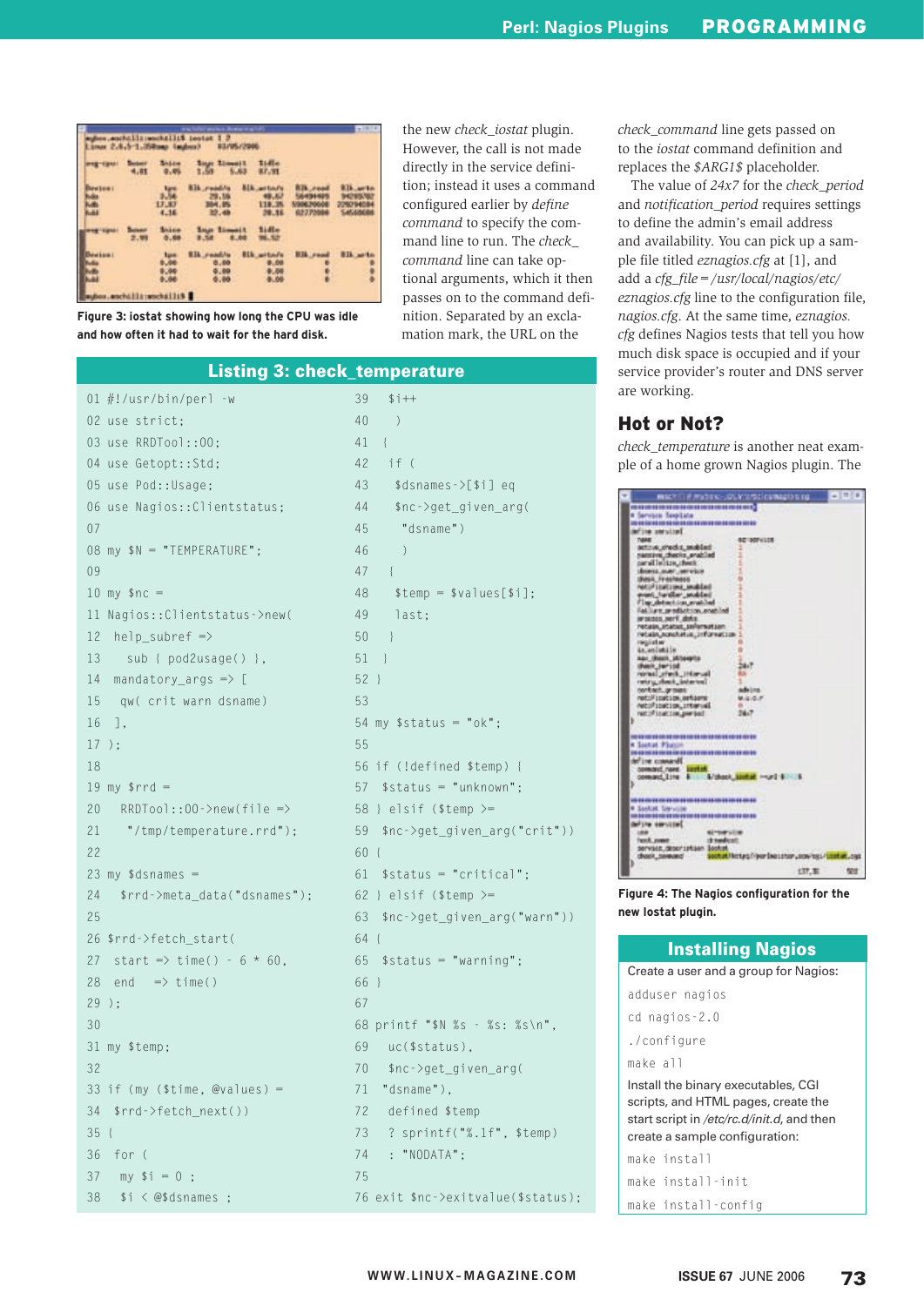Figure 3: iostat showing how long the CPU was idle and how often it had to wait for the hard disk.

the new *check_iostat* plugin. However, the call is not made directly in the service definition; instead it uses a command configured earlier by *define command* to specify the command line to run. The *check_command* line can take optional arguments, which it then passes on to the command definition. Separated by an exclamation mark, the URL on the *check_command* line gets passed on to the *iostat* command definition and replaces the *$ARG1$* placeholder.

The value of *24x7* for the *check_period* and *notification_period* requires settings to define the admin's email address and availability. You can pick up a sample file titled *eznagios.cfg* at [1], and add a *cfg_file=/usr/local/nagios/etc/eznagios.cfg* line to the configuration file, *nagios.cfg*. At the same time, *eznagios.cfg* defines Nagios tests that tell you how much disk space is occupied and if your service provider's router and DNS server are working.

## Listing 3: check_temperature

```
01 #!/usr/bin/perl -w
02 use strict;
03 use RRDTool::OO;
04 use Getopt::Std;
05 use Pod::Usage;
06 use Nagios::Clientstatus;
07
08 my $N = "TEMPERATURE";
09
10 my $nc =
11 Nagios::Clientstatus->new(
12   help_subref =>
13     sub { pod2usage() },
14   mandatory_args => [
15     qw( crit warn dsname)
16   ],
17 );
18
19 my $rrd =
20   RRDTool::OO->new(file =>
21     "/tmp/temperature.rrd");
22
23 my $dsnames =
24   $rrd->meta_data("dsnames");
25
26 $rrd->fetch_start(
27   start => time() - 6 * 60,
28   end   => time()
29 );
30
31 my $temp;
32
33 if (my ($time, @values) =
34   $rrd->fetch_next())
35 {
36   for (
37     my $i = 0 ;
38     $i < @$dsnames ;
39     $i++
40     )
41   {
42     if (
43       $dsnames->[$i] eq
44       $nc->get_given_arg(
45         "dsname")
46       )
47     {
48       $temp = $values[$i];
49       last;
50     }
51   }
52 }
53
54 my $status = "ok";
55
56 if (!defined $temp) {
57   $status = "unknown";
58 } elsif ($temp >=
59   $nc->get_given_arg("crit"))
60 {
61   $status = "critical";
62 } elsif ($temp >=
63   $nc->get_given_arg("warn"))
64 {
65   $status = "warning";
66 }
67
68 printf "$N %s - %s: %s\n",
69   uc($status),
70   $nc->get_given_arg(
71   "dsname"),
72   defined $temp
73   ? sprintf("%.1f", $temp)
74   : "NODATA";
75
76 exit $nc->exitvalue($status);
```

## Hot or Not?

*check_temperature* is another neat example of a home grown Nagios plugin. The

Figure 4: The Nagios configuration for the new Iostat plugin.

## Installing Nagios

Create a user and a group for Nagios:

```
adduser nagios
cd nagios-2.0
./configure
make all
```

Install the binary executables, CGI scripts, and HTML pages, create the start script in */etc/rc.d/init.d*, and then create a sample configuration:

```
make install
make install-init
make install-config
```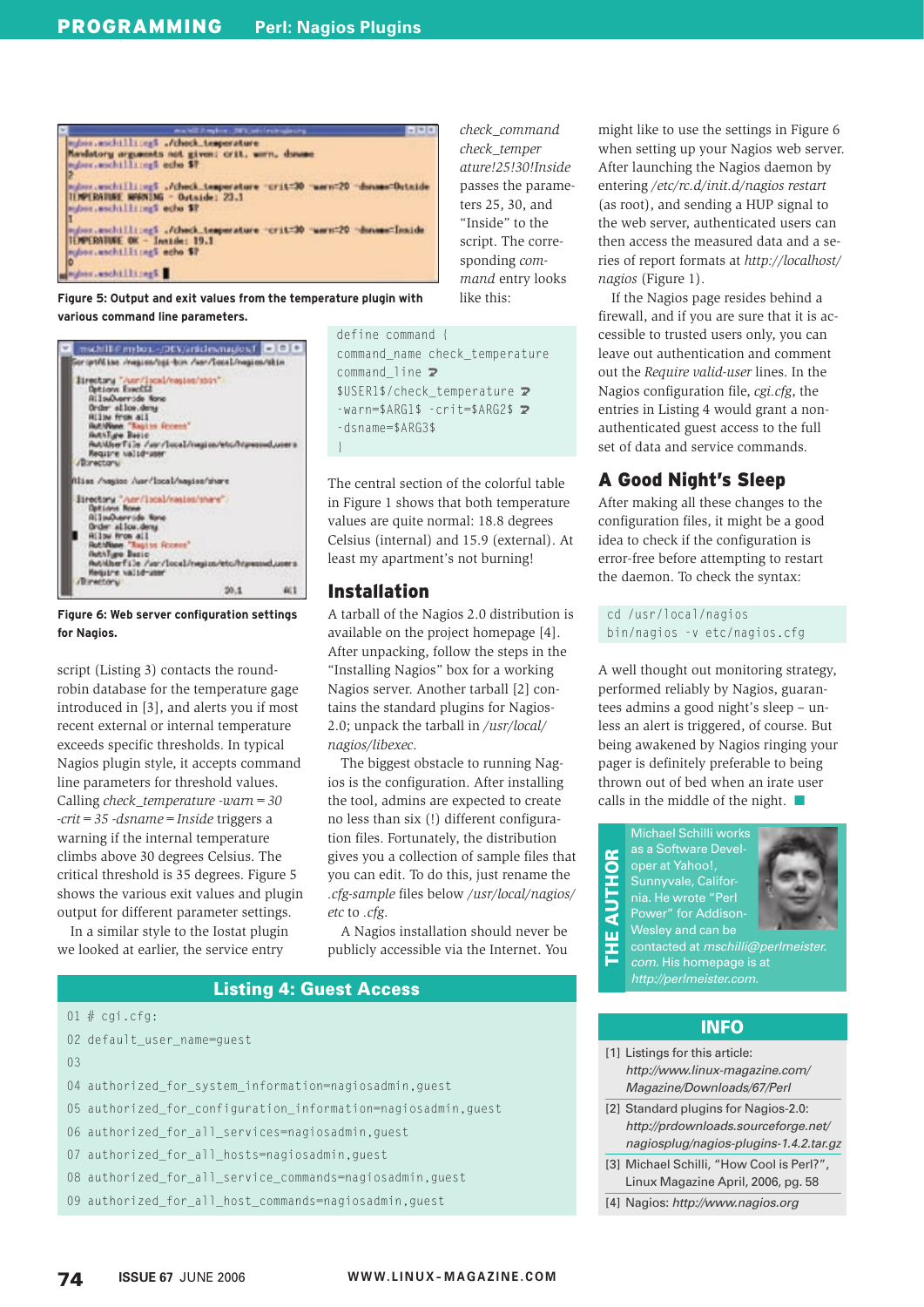Figure 5: Output and exit values from the temperature plugin with various command line parameters.

Figure 6: Web server configuration settings for Nagios.

script (Listing 3) contacts the round-robin database for the temperature gage introduced in [3], and alerts you if most recent external or internal temperature exceeds specific thresholds. In typical Nagios plugin style, it accepts command line parameters for threshold values. Calling *check_temperature -warn = 30 -crit = 35 -dsname = Inside* triggers a warning if the internal temperature climbs above 30 degrees Celsius. The critical threshold is 35 degrees. Figure 5 shows the various exit values and plugin output for different parameter settings.

In a similar style to the Iostat plugin we looked at earlier, the service entry *check_command check_temperature!25!30!Inside* passes the parameters 25, 30, and "Inside" to the script. The corresponding *command* entry looks like this:

```
define command {
command_name check_temperature
command_line ⮧
$USER1$/check_temperature ⮧
-warn=$ARG1$ -crit=$ARG2$ ⮧
-dsname=$ARG3$
}
```

The central section of the colorful table in Figure 1 shows that both temperature values are quite normal: 18.8 degrees Celsius (internal) and 15.9 (external). At least my apartment's not burning!

## Installation

A tarball of the Nagios 2.0 distribution is available on the project homepage [4]. After unpacking, follow the steps in the "Installing Nagios" box for a working Nagios server. Another tarball [2] contains the standard plugins for Nagios-2.0; unpack the tarball in */usr/local/nagios/libexec*.

The biggest obstacle to running Nagios is the configuration. After installing the tool, admins are expected to create no less than six (!) different configuration files. Fortunately, the distribution gives you a collection of sample files that you can edit. To do this, just rename the *.cfg-sample* files below */usr/local/nagios/etc* to *.cfg*.

A Nagios installation should never be publicly accessible via the Internet. You might like to use the settings in Figure 6 when setting up your Nagios web server. After launching the Nagios daemon by entering */etc/rc.d/init.d/nagios restart* (as root), and sending a HUP signal to the web server, authenticated users can then access the measured data and a series of report formats at *http://localhost/nagios* (Figure 1).

If the Nagios page resides behind a firewall, and if you are sure that it is accessible to trusted users only, you can leave out authentication and comment out the *Require valid-user* lines. In the Nagios configuration file, *cgi.cfg*, the entries in Listing 4 would grant a non-authenticated guest access to the full set of data and service commands.

## A Good Night's Sleep

After making all these changes to the configuration files, it might be a good idea to check if the configuration is error-free before attempting to restart the daemon. To check the syntax:

```
cd /usr/local/nagios
bin/nagios -v etc/nagios.cfg
```

A well thought out monitoring strategy, performed reliably by Nagios, guarantees admins a good night's sleep – unless an alert is triggered, of course. But being awakened by Nagios ringing your pager is definitely preferable to being thrown out of bed when an irate user calls in the middle of the night. ■

### Listing 4: Guest Access

```
01 # cgi.cfg:
02 default_user_name=guest
03
04 authorized_for_system_information=nagiosadmin,guest
05 authorized_for_configuration_information=nagiosadmin,guest
06 authorized_for_all_services=nagiosadmin,guest
07 authorized_for_all_hosts=nagiosadmin,guest
08 authorized_for_all_service_commands=nagiosadmin,guest
09 authorized_for_all_host_commands=nagiosadmin,guest
```

### THE AUTHOR

Michael Schilli works as a Software Developer at Yahoo!, Sunnyvale, California. He wrote "Perl Power" for Addison-Wesley and can be contacted at *mschilli@perlmeister.com*. His homepage is at *http://perlmeister.com*.

### INFO

[1] Listings for this article: *http://www.linux-magazine.com/Magazine/Downloads/67/Perl*

[2] Standard plugins for Nagios-2.0: *http://prdownloads.sourceforge.net/nagiosplug/nagios-plugins-1.4.2.tar.gz*

[3] Michael Schilli, "How Cool is Perl?", Linux Magazine April, 2006, pg. 58

[4] Nagios: *http://www.nagios.org*